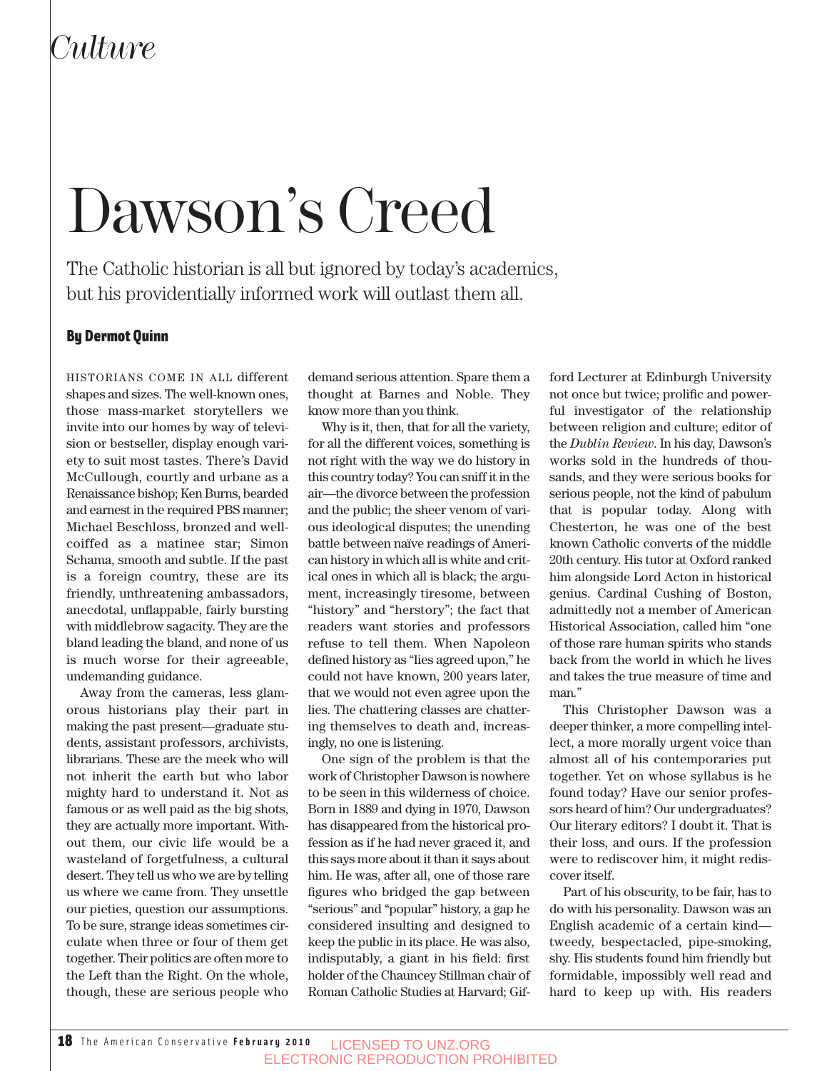*Culture*

# Dawson's Creed

The Catholic historian is all but ignored by today's academics, but his providentially informed work will outlast them all.

**By Dermot Quinn**

HISTORIANS COME IN ALL different shapes and sizes. The well-known ones, those mass-market storytellers we invite into our homes by way of television or bestseller, display enough variety to suit most tastes. There's David McCullough, courtly and urbane as a Renaissance bishop; Ken Burns, bearded and earnest in the required PBS manner; Michael Beschloss, bronzed and well-coiffed as a matinee star; Simon Schama, smooth and subtle. If the past is a foreign country, these are its friendly, unthreatening ambassadors, anecdotal, unflappable, fairly bursting with middlebrow sagacity. They are the bland leading the bland, and none of us is much worse for their agreeable, undemanding guidance.

Away from the cameras, less glamorous historians play their part in making the past present—graduate students, assistant professors, archivists, librarians. These are the meek who will not inherit the earth but who labor mighty hard to understand it. Not as famous or as well paid as the big shots, they are actually more important. Without them, our civic life would be a wasteland of forgetfulness, a cultural desert. They tell us who we are by telling us where we came from. They unsettle our pieties, question our assumptions. To be sure, strange ideas sometimes circulate when three or four of them get together. Their politics are often more to the Left than the Right. On the whole, though, these are serious people who demand serious attention. Spare them a thought at Barnes and Noble. They know more than you think.

Why is it, then, that for all the variety, for all the different voices, something is not right with the way we do history in this country today? You can sniff it in the air—the divorce between the profession and the public; the sheer venom of various ideological disputes; the unending battle between naïve readings of American history in which all is white and critical ones in which all is black; the argument, increasingly tiresome, between "history" and "herstory"; the fact that readers want stories and professors refuse to tell them. When Napoleon defined history as "lies agreed upon," he could not have known, 200 years later, that we would not even agree upon the lies. The chattering classes are chattering themselves to death and, increasingly, no one is listening.

One sign of the problem is that the work of Christopher Dawson is nowhere to be seen in this wilderness of choice. Born in 1889 and dying in 1970, Dawson has disappeared from the historical profession as if he had never graced it, and this says more about it than it says about him. He was, after all, one of those rare figures who bridged the gap between "serious" and "popular" history, a gap he considered insulting and designed to keep the public in its place. He was also, indisputably, a giant in his field: first holder of the Chauncey Stillman chair of Roman Catholic Studies at Harvard; Gifford Lecturer at Edinburgh University not once but twice; prolific and powerful investigator of the relationship between religion and culture; editor of the *Dublin Review*. In his day, Dawson's works sold in the hundreds of thousands, and they were serious books for serious people, not the kind of pabulum that is popular today. Along with Chesterton, he was one of the best known Catholic converts of the middle 20th century. His tutor at Oxford ranked him alongside Lord Acton in historical genius. Cardinal Cushing of Boston, admittedly not a member of American Historical Association, called him "one of those rare human spirits who stands back from the world in which he lives and takes the true measure of time and man."

This Christopher Dawson was a deeper thinker, a more compelling intellect, a more morally urgent voice than almost all of his contemporaries put together. Yet on whose syllabus is he found today? Have our senior professors heard of him? Our undergraduates? Our literary editors? I doubt it. That is their loss, and ours. If the profession were to rediscover him, it might rediscover itself.

Part of his obscurity, to be fair, has to do with his personality. Dawson was an English academic of a certain kind—tweedy, bespectacled, pipe-smoking, shy. His students found him friendly but formidable, impossibly well read and hard to keep up with. His readers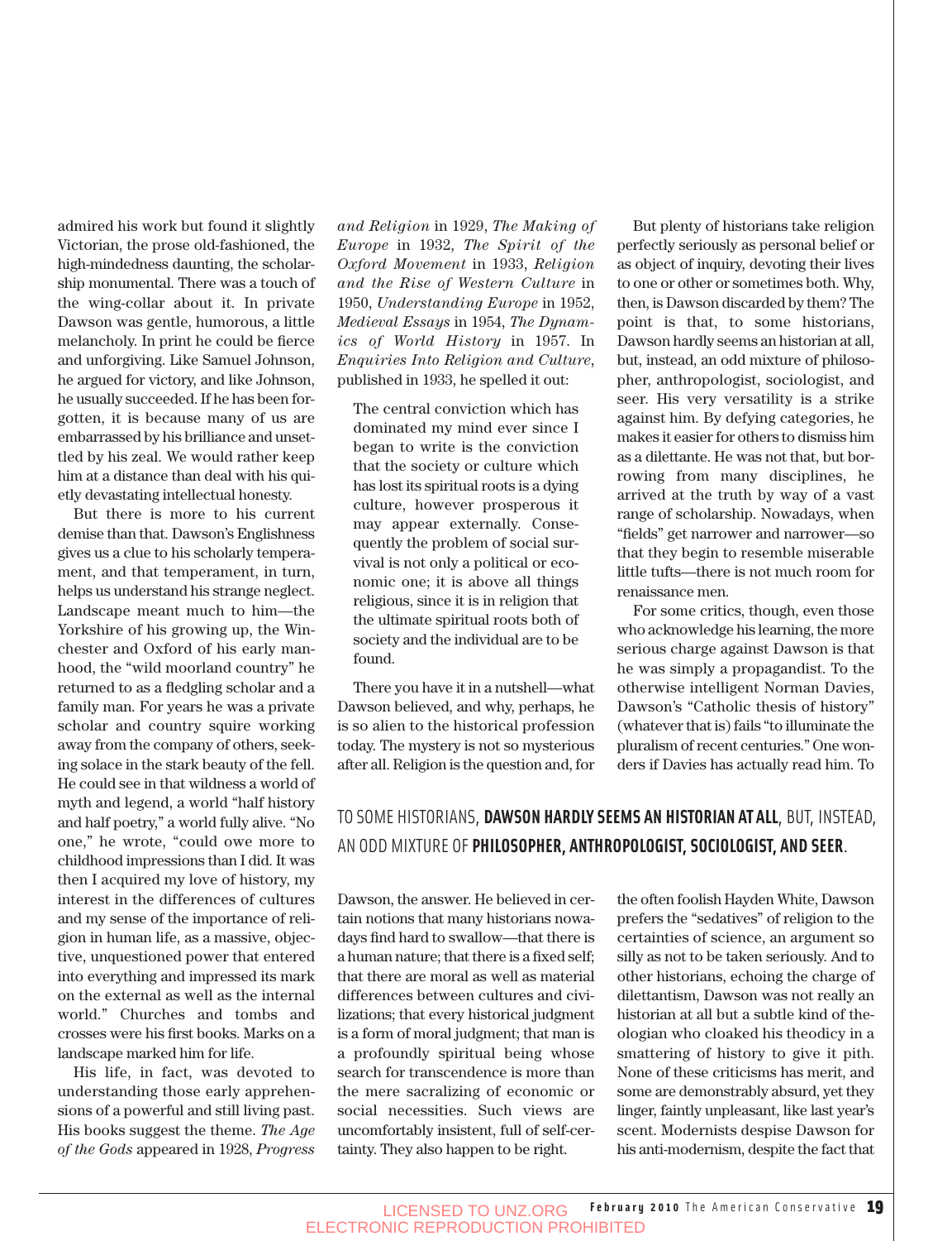admired his work but found it slightly Victorian, the prose old-fashioned, the high-mindedness daunting, the scholarship monumental. There was a touch of the wing-collar about it. In private Dawson was gentle, humorous, a little melancholy. In print he could be fierce and unforgiving. Like Samuel Johnson, he argued for victory, and like Johnson, he usually succeeded. If he has been forgotten, it is because many of us are embarrassed by his brilliance and unsettled by his zeal. We would rather keep him at a distance than deal with his quietly devastating intellectual honesty.

But there is more to his current demise than that. Dawson's Englishness gives us a clue to his scholarly temperament, and that temperament, in turn, helps us understand his strange neglect. Landscape meant much to him—the Yorkshire of his growing up, the Winchester and Oxford of his early manhood, the "wild moorland country" he returned to as a fledgling scholar and a family man. For years he was a private scholar and country squire working away from the company of others, seeking solace in the stark beauty of the fell. He could see in that wildness a world of myth and legend, a world "half history and half poetry," a world fully alive. "No one," he wrote, "could owe more to childhood impressions than I did. It was then I acquired my love of history, my interest in the differences of cultures and my sense of the importance of religion in human life, as a massive, objective, unquestioned power that entered into everything and impressed its mark on the external as well as the internal world." Churches and tombs and crosses were his first books. Marks on a landscape marked him for life.

His life, in fact, was devoted to understanding those early apprehensions of a powerful and still living past. His books suggest the theme. *The Age of the Gods* appeared in 1928, *Progress and Religion* in 1929, *The Making of Europe* in 1932, *The Spirit of the Oxford Movement* in 1933, *Religion and the Rise of Western Culture* in 1950, *Understanding Europe* in 1952, *Medieval Essays* in 1954, *The Dynamics of World History* in 1957. In *Enquiries Into Religion and Culture*, published in 1933, he spelled it out:

> The central conviction which has dominated my mind ever since I began to write is the conviction that the society or culture which has lost its spiritual roots is a dying culture, however prosperous it may appear externally. Consequently the problem of social survival is not only a political or economic one; it is above all things religious, since it is in religion that the ultimate spiritual roots both of society and the individual are to be found.

There you have it in a nutshell—what Dawson believed, and why, perhaps, he is so alien to the historical profession today. The mystery is not so mysterious after all. Religion is the question and, for Dawson, the answer. He believed in certain notions that many historians nowadays find hard to swallow—that there is a human nature; that there is a fixed self; that there are moral as well as material differences between cultures and civilizations; that every historical judgment is a form of moral judgment; that man is a profoundly spiritual being whose search for transcendence is more than the mere sacralizing of economic or social necessities. Such views are uncomfortably insistent, full of self-certainty. They also happen to be right.

But plenty of historians take religion perfectly seriously as personal belief or as object of inquiry, devoting their lives to one or other or sometimes both. Why, then, is Dawson discarded by them? The point is that, to some historians, Dawson hardly seems an historian at all, but, instead, an odd mixture of philosopher, anthropologist, sociologist, and seer. His very versatility is a strike against him. By defying categories, he makes it easier for others to dismiss him as a dilettante. He was not that, but borrowing from many disciplines, he arrived at the truth by way of a vast range of scholarship. Nowadays, when "fields" get narrower and narrower—so that they begin to resemble miserable little tufts—there is not much room for renaissance men.

For some critics, though, even those who acknowledge his learning, the more serious charge against Dawson is that he was simply a propagandist. To the otherwise intelligent Norman Davies, Dawson's "Catholic thesis of history" (whatever that is) fails "to illuminate the pluralism of recent centuries." One wonders if Davies has actually read him. To the often foolish Hayden White, Dawson prefers the "sedatives" of religion to the certainties of science, an argument so silly as not to be taken seriously. And to other historians, echoing the charge of dilettantism, Dawson was not really an historian at all but a subtle kind of theologian who cloaked his theodicy in a smattering of history to give it pith. None of these criticisms has merit, and some are demonstrably absurd, yet they linger, faintly unpleasant, like last year's scent. Modernists despise Dawson for his anti-modernism, despite the fact that

TO SOME HISTORIANS, **DAWSON HARDLY SEEMS AN HISTORIAN AT ALL**, BUT, INSTEAD, AN ODD MIXTURE OF **PHILOSOPHER, ANTHROPOLOGIST, SOCIOLOGIST, AND SEER**.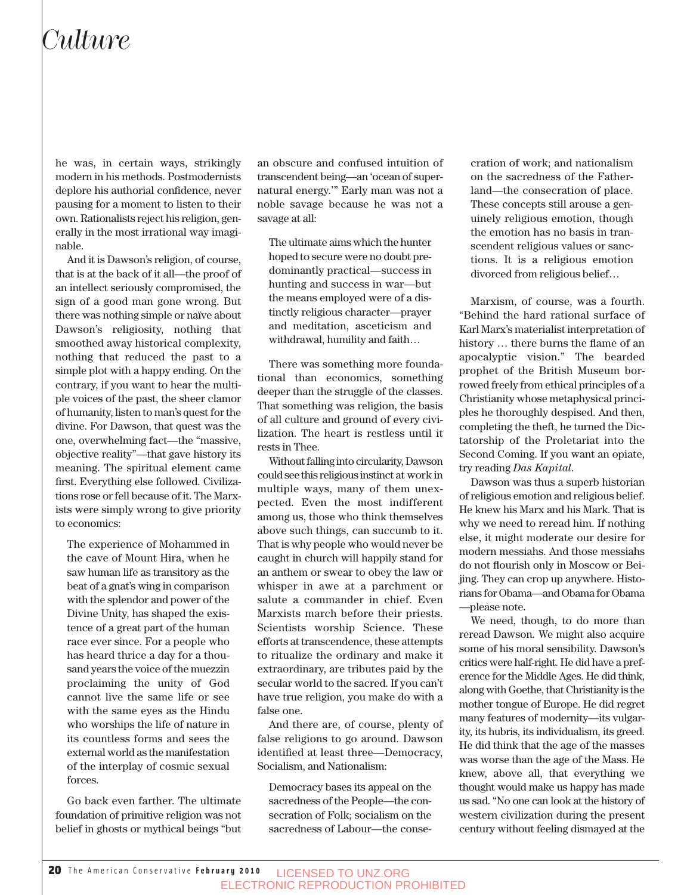# Culture

he was, in certain ways, strikingly modern in his methods. Postmodernists deplore his authorial confidence, never pausing for a moment to listen to their own. Rationalists reject his religion, generally in the most irrational way imaginable.

And it is Dawson's religion, of course, that is at the back of it all—the proof of an intellect seriously compromised, the sign of a good man gone wrong. But there was nothing simple or naïve about Dawson's religiosity, nothing that smoothed away historical complexity, nothing that reduced the past to a simple plot with a happy ending. On the contrary, if you want to hear the multiple voices of the past, the sheer clamor of humanity, listen to man's quest for the divine. For Dawson, that quest was the one, overwhelming fact—the "massive, objective reality"—that gave history its meaning. The spiritual element came first. Everything else followed. Civilizations rose or fell because of it. The Marxists were simply wrong to give priority to economics:

> The experience of Mohammed in the cave of Mount Hira, when he saw human life as transitory as the beat of a gnat's wing in comparison with the splendor and power of the Divine Unity, has shaped the existence of a great part of the human race ever since. For a people who has heard thrice a day for a thousand years the voice of the muezzin proclaiming the unity of God cannot live the same life or see with the same eyes as the Hindu who worships the life of nature in its countless forms and sees the external world as the manifestation of the interplay of cosmic sexual forces.

Go back even farther. The ultimate foundation of primitive religion was not belief in ghosts or mythical beings "but an obscure and confused intuition of transcendent being—an 'ocean of supernatural energy.'" Early man was not a noble savage because he was not a savage at all:

> The ultimate aims which the hunter hoped to secure were no doubt predominantly practical—success in hunting and success in war—but the means employed were of a distinctly religious character—prayer and meditation, asceticism and withdrawal, humility and faith…

There was something more foundational than economics, something deeper than the struggle of the classes. That something was religion, the basis of all culture and ground of every civilization. The heart is restless until it rests in Thee.

Without falling into circularity, Dawson could see this religious instinct at work in multiple ways, many of them unexpected. Even the most indifferent among us, those who think themselves above such things, can succumb to it. That is why people who would never be caught in church will happily stand for an anthem or swear to obey the law or whisper in awe at a parchment or salute a commander in chief. Even Marxists march before their priests. Scientists worship Science. These efforts at transcendence, these attempts to ritualize the ordinary and make it extraordinary, are tributes paid by the secular world to the sacred. If you can't have true religion, you make do with a false one.

And there are, of course, plenty of false religions to go around. Dawson identified at least three—Democracy, Socialism, and Nationalism:

> Democracy bases its appeal on the sacredness of the People—the consecration of Folk; socialism on the sacredness of Labour—the consecration of work; and nationalism on the sacredness of the Fatherland—the consecration of place. These concepts still arouse a genuinely religious emotion, though the emotion has no basis in transcendent religious values or sanctions. It is a religious emotion divorced from religious belief…

Marxism, of course, was a fourth. "Behind the hard rational surface of Karl Marx's materialist interpretation of history … there burns the flame of an apocalyptic vision." The bearded prophet of the British Museum borrowed freely from ethical principles of a Christianity whose metaphysical principles he thoroughly despised. And then, completing the theft, he turned the Dictatorship of the Proletariat into the Second Coming. If you want an opiate, try reading *Das Kapital*.

Dawson was thus a superb historian of religious emotion and religious belief. He knew his Marx and his Mark. That is why we need to reread him. If nothing else, it might moderate our desire for modern messiahs. And those messiahs do not flourish only in Moscow or Beijing. They can crop up anywhere. Historians for Obama—and Obama for Obama—please note.

We need, though, to do more than reread Dawson. We might also acquire some of his moral sensibility. Dawson's critics were half-right. He did have a preference for the Middle Ages. He did think, along with Goethe, that Christianity is the mother tongue of Europe. He did regret many features of modernity—its vulgarity, its hubris, its individualism, its greed. He did think that the age of the masses was worse than the age of the Mass. He knew, above all, that everything we thought would make us happy has made us sad. "No one can look at the history of western civilization during the present century without feeling dismayed at the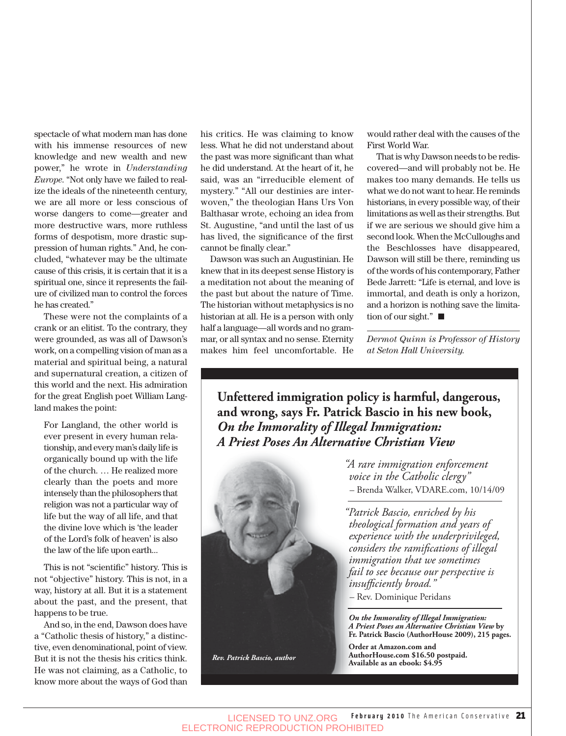spectacle of what modern man has done with his immense resources of new knowledge and new wealth and new power," he wrote in *Understanding Europe*. "Not only have we failed to realize the ideals of the nineteenth century, we are all more or less conscious of worse dangers to come—greater and more destructive wars, more ruthless forms of despotism, more drastic suppression of human rights." And, he concluded, "whatever may be the ultimate cause of this crisis, it is certain that it is a spiritual one, since it represents the failure of civilized man to control the forces he has created."

These were not the complaints of a crank or an elitist. To the contrary, they were grounded, as was all of Dawson's work, on a compelling vision of man as a material and spiritual being, a natural and supernatural creation, a citizen of this world and the next. His admiration for the great English poet William Langland makes the point:

> For Langland, the other world is ever present in every human relationship, and every man's daily life is organically bound up with the life of the church. … He realized more clearly than the poets and more intensely than the philosophers that religion was not a particular way of life but the way of all life, and that the divine love which is 'the leader of the Lord's folk of heaven' is also the law of the life upon earth...

This is not "scientific" history. This is not "objective" history. This is not, in a way, history at all. But it is a statement about the past, and the present, that happens to be true.

And so, in the end, Dawson does have a "Catholic thesis of history," a distinctive, even denominational, point of view. But it is not the thesis his critics think. He was not claiming, as a Catholic, to know more about the ways of God than his critics. He was claiming to know less. What he did not understand about the past was more significant than what he did understand. At the heart of it, he said, was an "irreducible element of mystery." "All our destinies are interwoven," the theologian Hans Urs Von Balthasar wrote, echoing an idea from St. Augustine, "and until the last of us has lived, the significance of the first cannot be finally clear."

Dawson was such an Augustinian. He knew that in its deepest sense History is a meditation not about the meaning of the past but about the nature of Time. The historian without metaphysics is no historian at all. He is a person with only half a language—all words and no grammar, or all syntax and no sense. Eternity makes him feel uncomfortable. He would rather deal with the causes of the First World War.

That is why Dawson needs to be rediscovered—and will probably not be. He makes too many demands. He tells us what we do not want to hear. He reminds historians, in every possible way, of their limitations as well as their strengths. But if we are serious we should give him a second look. When the McCulloughs and the Beschlosses have disappeared, Dawson will still be there, reminding us of the words of his contemporary, Father Bede Jarrett: "Life is eternal, and love is immortal, and death is only a horizon, and a horizon is nothing save the limitation of our sight." ■

---

*Dermot Quinn is Professor of History at Seton Hall University.*

---

**Unfettered immigration policy is harmful, dangerous, and wrong, says Fr. Patrick Bascio in his new book, *On the Immorality of Illegal Immigration: A Priest Poses An Alternative Christian View***

*"A rare immigration enforcement voice in the Catholic clergy"*
– Brenda Walker, VDARE.com, 10/14/09

*"Patrick Bascio, enriched by his theological formation and years of experience with the underprivileged, considers the ramifications of illegal immigration that we sometimes fail to see because our perspective is insufficiently broad."*
– Rev. Dominique Peridans

***Rev. Patrick Bascio, author***

***On the Immorality of Illegal Immigration: A Priest Poses an Alternative Christian View*** **by Fr. Patrick Bascio (AuthorHouse 2009), 215 pages.**

**Order at Amazon.com and AuthorHouse.com $16.50 postpaid. Available as an ebook: $4.95**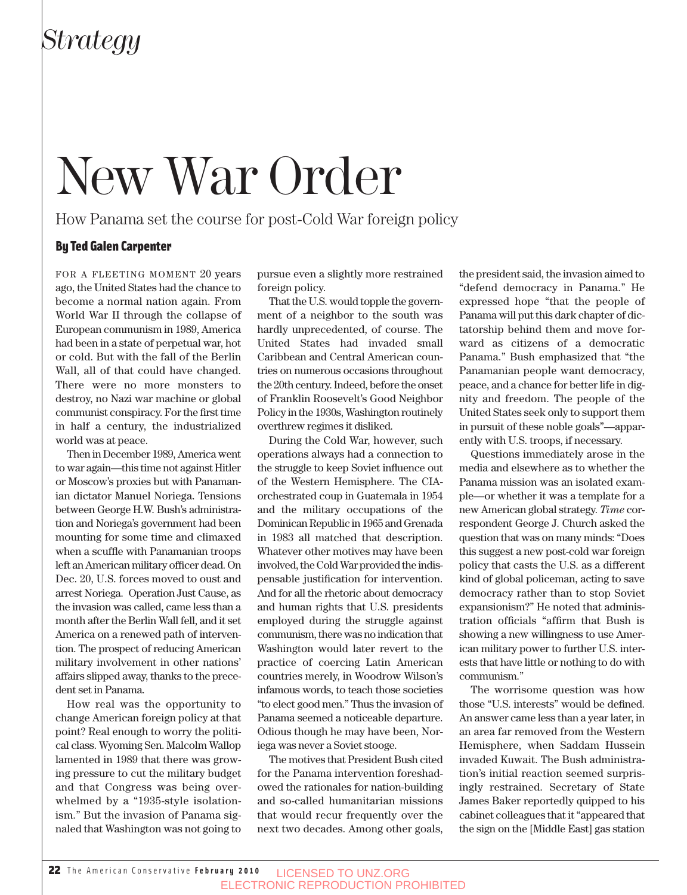*Strategy*

# New War Order

How Panama set the course for post-Cold War foreign policy

**By Ted Galen Carpenter**

FOR A FLEETING MOMENT 20 years ago, the United States had the chance to become a normal nation again. From World War II through the collapse of European communism in 1989, America had been in a state of perpetual war, hot or cold. But with the fall of the Berlin Wall, all of that could have changed. There were no more monsters to destroy, no Nazi war machine or global communist conspiracy. For the first time in half a century, the industrialized world was at peace.

Then in December 1989, America went to war again—this time not against Hitler or Moscow's proxies but with Panamanian dictator Manuel Noriega. Tensions between George H.W. Bush's administration and Noriega's government had been mounting for some time and climaxed when a scuffle with Panamanian troops left an American military officer dead. On Dec. 20, U.S. forces moved to oust and arrest Noriega. Operation Just Cause, as the invasion was called, came less than a month after the Berlin Wall fell, and it set America on a renewed path of intervention. The prospect of reducing American military involvement in other nations' affairs slipped away, thanks to the precedent set in Panama.

How real was the opportunity to change American foreign policy at that point? Real enough to worry the political class. Wyoming Sen. Malcolm Wallop lamented in 1989 that there was growing pressure to cut the military budget and that Congress was being overwhelmed by a "1935-style isolationism." But the invasion of Panama signaled that Washington was not going to pursue even a slightly more restrained foreign policy.

That the U.S. would topple the government of a neighbor to the south was hardly unprecedented, of course. The United States had invaded small Caribbean and Central American countries on numerous occasions throughout the 20th century. Indeed, before the onset of Franklin Roosevelt's Good Neighbor Policy in the 1930s, Washington routinely overthrew regimes it disliked.

During the Cold War, however, such operations always had a connection to the struggle to keep Soviet influence out of the Western Hemisphere. The CIA-orchestrated coup in Guatemala in 1954 and the military occupations of the Dominican Republic in 1965 and Grenada in 1983 all matched that description. Whatever other motives may have been involved, the Cold War provided the indispensable justification for intervention. And for all the rhetoric about democracy and human rights that U.S. presidents employed during the struggle against communism, there was no indication that Washington would later revert to the practice of coercing Latin American countries merely, in Woodrow Wilson's infamous words, to teach those societies "to elect good men." Thus the invasion of Panama seemed a noticeable departure. Odious though he may have been, Noriega was never a Soviet stooge.

The motives that President Bush cited for the Panama intervention foreshadowed the rationales for nation-building and so-called humanitarian missions that would recur frequently over the next two decades. Among other goals, the president said, the invasion aimed to "defend democracy in Panama." He expressed hope "that the people of Panama will put this dark chapter of dictatorship behind them and move forward as citizens of a democratic Panama." Bush emphasized that "the Panamanian people want democracy, peace, and a chance for better life in dignity and freedom. The people of the United States seek only to support them in pursuit of these noble goals"—apparently with U.S. troops, if necessary.

Questions immediately arose in the media and elsewhere as to whether the Panama mission was an isolated example—or whether it was a template for a new American global strategy. *Time* correspondent George J. Church asked the question that was on many minds: "Does this suggest a new post-cold war foreign policy that casts the U.S. as a different kind of global policeman, acting to save democracy rather than to stop Soviet expansionism?" He noted that administration officials "affirm that Bush is showing a new willingness to use American military power to further U.S. interests that have little or nothing to do with communism."

The worrisome question was how those "U.S. interests" would be defined. An answer came less than a year later, in an area far removed from the Western Hemisphere, when Saddam Hussein invaded Kuwait. The Bush administration's initial reaction seemed surprisingly restrained. Secretary of State James Baker reportedly quipped to his cabinet colleagues that it "appeared that the sign on the [Middle East] gas station